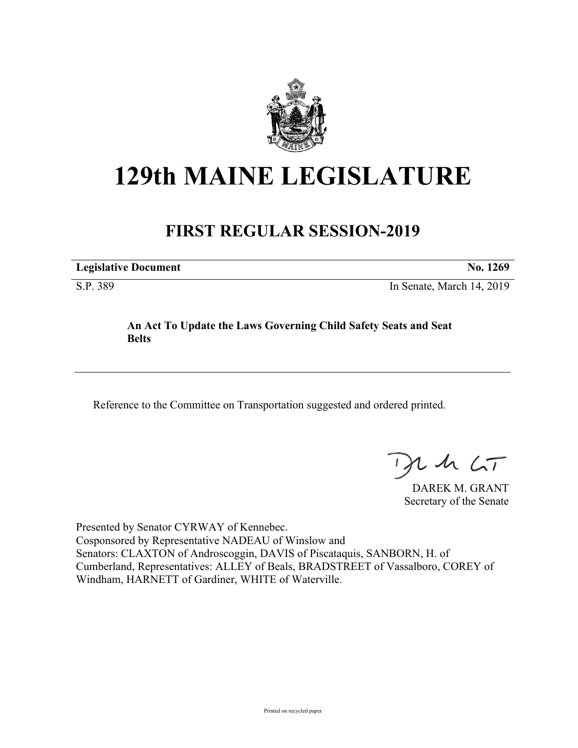# 129th MAINE LEGISLATURE

## FIRST REGULAR SESSION-2019

**Legislative Document** **No. 1269**

S.P. 389 In Senate, March 14, 2019

**An Act To Update the Laws Governing Child Safety Seats and Seat Belts**

Reference to the Committee on Transportation suggested and ordered printed.

DAREK M. GRANT
Secretary of the Senate

Presented by Senator CYRWAY of Kennebec.
Cosponsored by Representative NADEAU of Winslow and
Senators: CLAXTON of Androscoggin, DAVIS of Piscataquis, SANBORN, H. of Cumberland, Representatives: ALLEY of Beals, BRADSTREET of Vassalboro, COREY of Windham, HARNETT of Gardiner, WHITE of Waterville.

Printed on recycled paper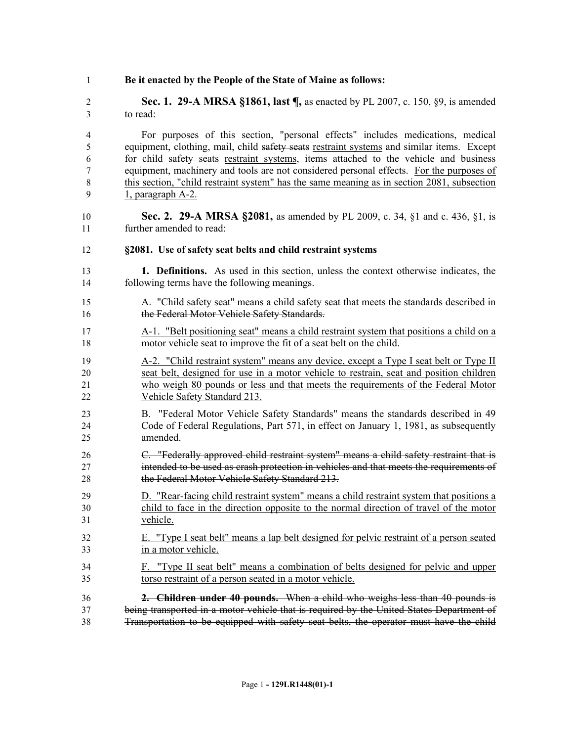**Be it enacted by the People of the State of Maine as follows:**

**Sec. 1. 29-A MRSA §1861, last ¶,** as enacted by PL 2007, c. 150, §9, is amended to read:

For purposes of this section, "personal effects" includes medications, medical equipment, clothing, mail, child ~~safety seats~~ restraint systems and similar items. Except for child ~~safety seats~~ restraint systems, items attached to the vehicle and business equipment, machinery and tools are not considered personal effects. For the purposes of this section, "child restraint system" has the same meaning as in section 2081, subsection 1, paragraph A-2.

**Sec. 2. 29-A MRSA §2081,** as amended by PL 2009, c. 34, §1 and c. 436, §1, is further amended to read:

**§2081. Use of safety seat belts and child restraint systems**

**1. Definitions.** As used in this section, unless the context otherwise indicates, the following terms have the following meanings.

~~A. "Child safety seat" means a child safety seat that meets the standards described in the Federal Motor Vehicle Safety Standards.~~

A-1. "Belt positioning seat" means a child restraint system that positions a child on a motor vehicle seat to improve the fit of a seat belt on the child.

A-2. "Child restraint system" means any device, except a Type I seat belt or Type II seat belt, designed for use in a motor vehicle to restrain, seat and position children who weigh 80 pounds or less and that meets the requirements of the Federal Motor Vehicle Safety Standard 213.

B. "Federal Motor Vehicle Safety Standards" means the standards described in 49 Code of Federal Regulations, Part 571, in effect on January 1, 1981, as subsequently amended.

~~C. "Federally approved child restraint system" means a child safety restraint that is intended to be used as crash protection in vehicles and that meets the requirements of the Federal Motor Vehicle Safety Standard 213.~~

D. "Rear-facing child restraint system" means a child restraint system that positions a child to face in the direction opposite to the normal direction of travel of the motor vehicle.

E. "Type I seat belt" means a lap belt designed for pelvic restraint of a person seated in a motor vehicle.

F. "Type II seat belt" means a combination of belts designed for pelvic and upper torso restraint of a person seated in a motor vehicle.

~~**2. Children under 40 pounds.** When a child who weighs less than 40 pounds is being transported in a motor vehicle that is required by the United States Department of Transportation to be equipped with safety seat belts, the operator must have the child~~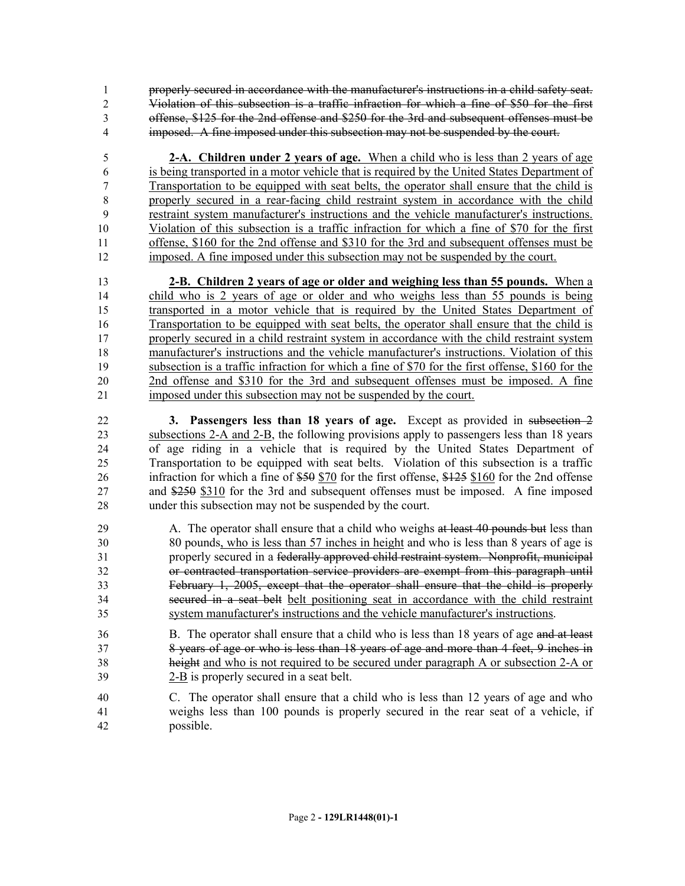~~properly secured in accordance with the manufacturer's instructions in a child safety seat. Violation of this subsection is a traffic infraction for which a fine of $50 for the first offense, $125 for the 2nd offense and $250 for the 3rd and subsequent offenses must be imposed. A fine imposed under this subsection may not be suspended by the court.~~

<u>**2-A. Children under 2 years of age.** When a child who is less than 2 years of age is being transported in a motor vehicle that is required by the United States Department of Transportation to be equipped with seat belts, the operator shall ensure that the child is properly secured in a rear-facing child restraint system in accordance with the child restraint system manufacturer's instructions and the vehicle manufacturer's instructions. Violation of this subsection is a traffic infraction for which a fine of $70 for the first offense, $160 for the 2nd offense and $310 for the 3rd and subsequent offenses must be imposed. A fine imposed under this subsection may not be suspended by the court.</u>

<u>**2-B. Children 2 years of age or older and weighing less than 55 pounds.** When a child who is 2 years of age or older and who weighs less than 55 pounds is being transported in a motor vehicle that is required by the United States Department of Transportation to be equipped with seat belts, the operator shall ensure that the child is properly secured in a child restraint system in accordance with the child restraint system manufacturer's instructions and the vehicle manufacturer's instructions. Violation of this subsection is a traffic infraction for which a fine of $70 for the first offense, $160 for the 2nd offense and $310 for the 3rd and subsequent offenses must be imposed. A fine imposed under this subsection may not be suspended by the court.</u>

**3. Passengers less than 18 years of age.** Except as provided in ~~subsection 2~~ <u>subsections 2-A and 2-B</u>, the following provisions apply to passengers less than 18 years of age riding in a vehicle that is required by the United States Department of Transportation to be equipped with seat belts. Violation of this subsection is a traffic infraction for which a fine of ~~$50~~ <u>$70</u> for the first offense, ~~$125~~ <u>$160</u> for the 2nd offense and ~~$250~~ <u>$310</u> for the 3rd and subsequent offenses must be imposed. A fine imposed under this subsection may not be suspended by the court.

A. The operator shall ensure that a child who weighs ~~at least 40 pounds but~~ less than 80 pounds<u>, who is less than 57 inches in height</u> and who is less than 8 years of age is properly secured in a ~~federally approved child restraint system. Nonprofit, municipal or contracted transportation service providers are exempt from this paragraph until February 1, 2005, except that the operator shall ensure that the child is properly secured in a seat belt~~ <u>belt positioning seat in accordance with the child restraint system manufacturer's instructions and the vehicle manufacturer's instructions</u>.

B. The operator shall ensure that a child who is less than 18 years of age ~~and at least 8 years of age or who is less than 18 years of age and more than 4 feet, 9 inches in height~~ <u>and who is not required to be secured under paragraph A or subsection 2-A or 2-B</u> is properly secured in a seat belt.

C. The operator shall ensure that a child who is less than 12 years of age and who weighs less than 100 pounds is properly secured in the rear seat of a vehicle, if possible.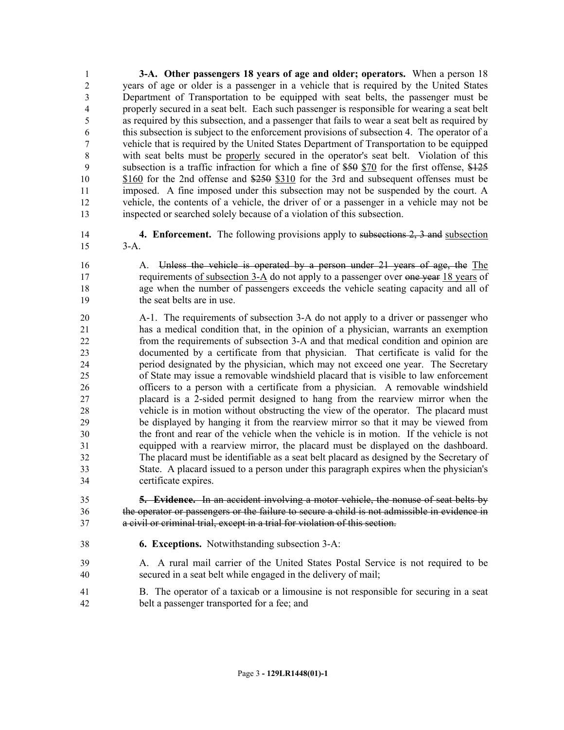**3-A. Other passengers 18 years of age and older; operators.** When a person 18 years of age or older is a passenger in a vehicle that is required by the United States Department of Transportation to be equipped with seat belts, the passenger must be properly secured in a seat belt. Each such passenger is responsible for wearing a seat belt as required by this subsection, and a passenger that fails to wear a seat belt as required by this subsection is subject to the enforcement provisions of subsection 4. The operator of a vehicle that is required by the United States Department of Transportation to be equipped with seat belts must be <u>properly</u> secured in the operator's seat belt. Violation of this subsection is a traffic infraction for which a fine of ~~$50~~ <u>$70</u> for the first offense, ~~$125~~ <u>$160</u> for the 2nd offense and ~~$250~~ <u>$310</u> for the 3rd and subsequent offenses must be imposed. A fine imposed under this subsection may not be suspended by the court. A vehicle, the contents of a vehicle, the driver of or a passenger in a vehicle may not be inspected or searched solely because of a violation of this subsection.

**4. Enforcement.** The following provisions apply to ~~subsections 2, 3 and~~ <u>subsection</u> 3-A.

A. ~~Unless the vehicle is operated by a person under 21 years of age, the~~ <u>The</u> requirements <u>of subsection 3-A</u> do not apply to a passenger over ~~one year~~ <u>18 years</u> of age when the number of passengers exceeds the vehicle seating capacity and all of the seat belts are in use.

A-1. The requirements of subsection 3-A do not apply to a driver or passenger who has a medical condition that, in the opinion of a physician, warrants an exemption from the requirements of subsection 3-A and that medical condition and opinion are documented by a certificate from that physician. That certificate is valid for the period designated by the physician, which may not exceed one year. The Secretary of State may issue a removable windshield placard that is visible to law enforcement officers to a person with a certificate from a physician. A removable windshield placard is a 2-sided permit designed to hang from the rearview mirror when the vehicle is in motion without obstructing the view of the operator. The placard must be displayed by hanging it from the rearview mirror so that it may be viewed from the front and rear of the vehicle when the vehicle is in motion. If the vehicle is not equipped with a rearview mirror, the placard must be displayed on the dashboard. The placard must be identifiable as a seat belt placard as designed by the Secretary of State. A placard issued to a person under this paragraph expires when the physician's certificate expires.

~~**5. Evidence.** In an accident involving a motor vehicle, the nonuse of seat belts by the operator or passengers or the failure to secure a child is not admissible in evidence in a civil or criminal trial, except in a trial for violation of this section.~~

**6. Exceptions.** Notwithstanding subsection 3-A:

A. A rural mail carrier of the United States Postal Service is not required to be secured in a seat belt while engaged in the delivery of mail;

B. The operator of a taxicab or a limousine is not responsible for securing in a seat belt a passenger transported for a fee; and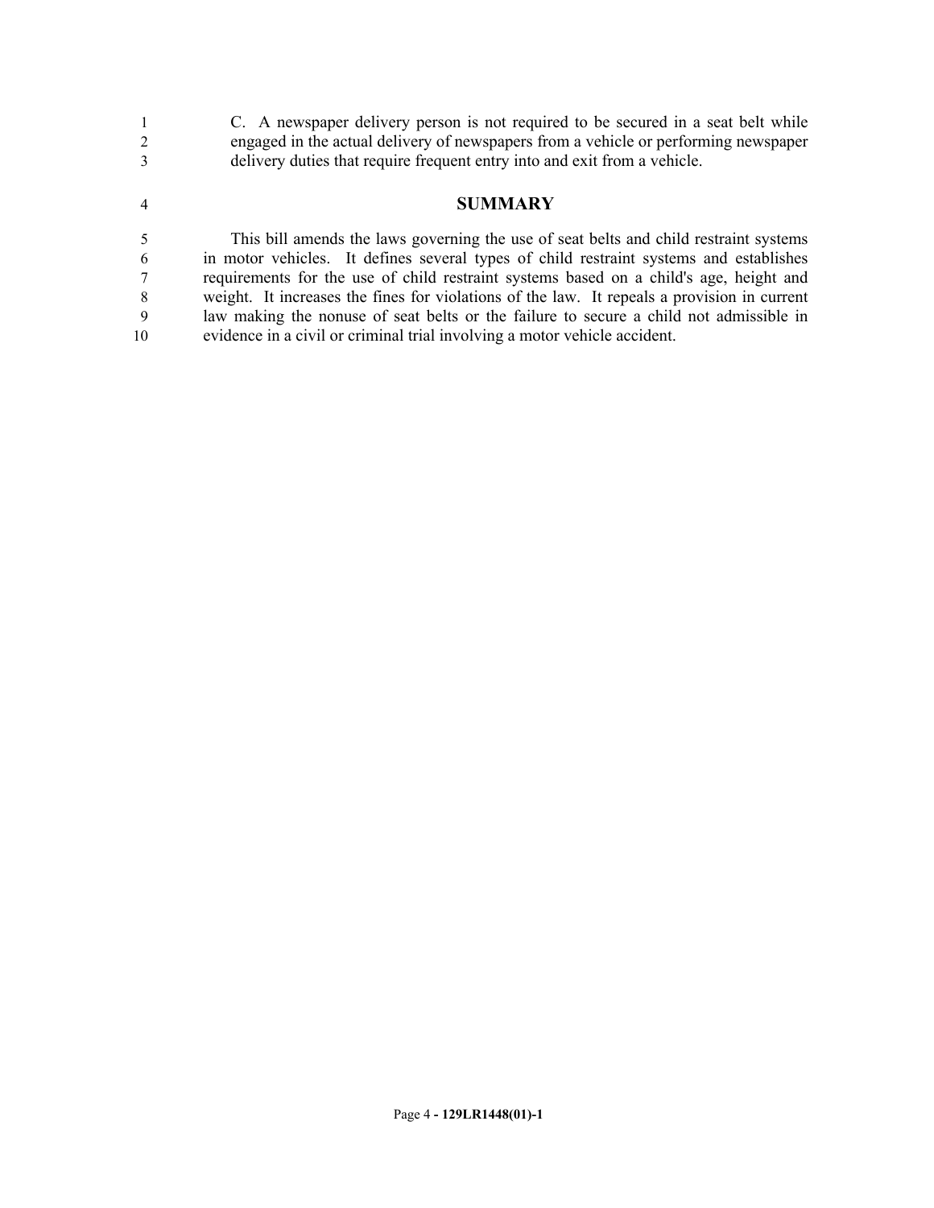C. A newspaper delivery person is not required to be secured in a seat belt while engaged in the actual delivery of newspapers from a vehicle or performing newspaper delivery duties that require frequent entry into and exit from a vehicle.

## SUMMARY

This bill amends the laws governing the use of seat belts and child restraint systems in motor vehicles. It defines several types of child restraint systems and establishes requirements for the use of child restraint systems based on a child's age, height and weight. It increases the fines for violations of the law. It repeals a provision in current law making the nonuse of seat belts or the failure to secure a child not admissible in evidence in a civil or criminal trial involving a motor vehicle accident.